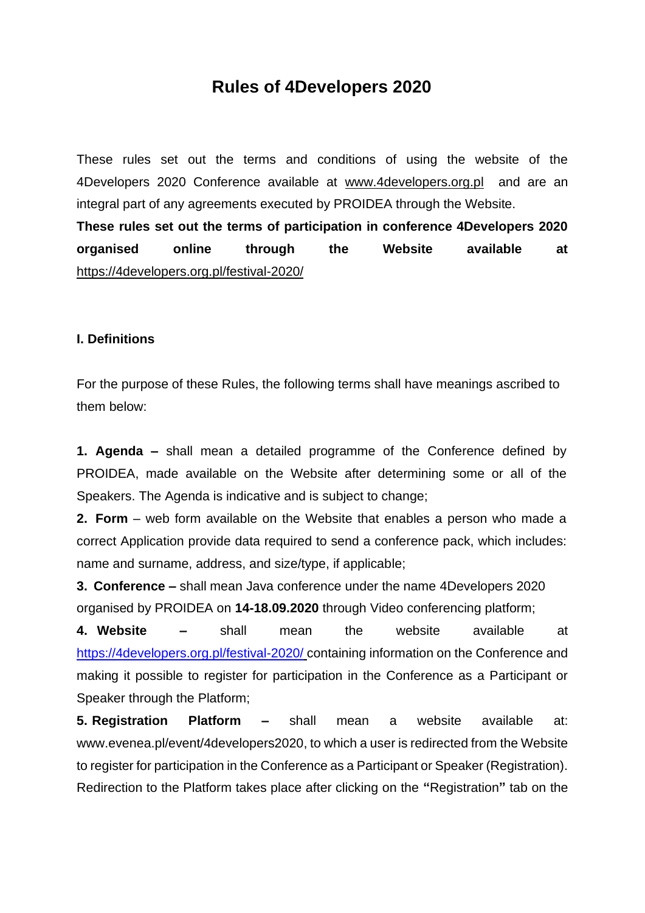# Rules of 4Developers 2020

These rules set out the terms and conditions of using the website of the 4Developers 2020 Conference available at www.4developers.org.pl and are an integral part of any agreements executed by PROIDEA through the Website.

**These rules set out the terms of participation in conference 4Developers 2020 organised online through the Website available at** https://4developers.org.pl/festival-2020/

## I. Definitions

For the purpose of these Rules, the following terms shall have meanings ascribed to them below:

**1. Agenda –** shall mean a detailed programme of the Conference defined by PROIDEA, made available on the Website after determining some or all of the Speakers. The Agenda is indicative and is subject to change;

**2. Form** – web form available on the Website that enables a person who made a correct Application provide data required to send a conference pack, which includes: name and surname, address, and size/type, if applicable;

**3. Conference –** shall mean Java conference under the name 4Developers 2020 organised by PROIDEA on **14-18.09.2020** through Video conferencing platform;

**4. Website –** shall mean the website available at https://4developers.org.pl/festival-2020/ containing information on the Conference and making it possible to register for participation in the Conference as a Participant or Speaker through the Platform;

**5. Registration Platform –** shall mean a website available at: www.evenea.pl/event/4developers2020, to which a user is redirected from the Website to register for participation in the Conference as a Participant or Speaker (Registration). Redirection to the Platform takes place after clicking on the **"**Registration**"** tab on the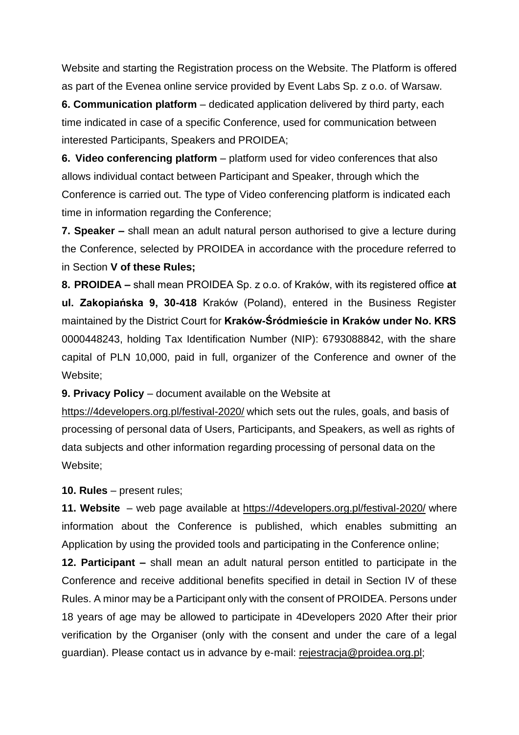Website and starting the Registration process on the Website. The Platform is offered as part of the Evenea online service provided by Event Labs Sp. z o.o. of Warsaw.

**6. Communication platform** – dedicated application delivered by third party, each time indicated in case of a specific Conference, used for communication between interested Participants, Speakers and PROIDEA;

**6. Video conferencing platform** – platform used for video conferences that also allows individual contact between Participant and Speaker, through which the Conference is carried out. The type of Video conferencing platform is indicated each time in information regarding the Conference;

**7. Speaker –** shall mean an adult natural person authorised to give a lecture during the Conference, selected by PROIDEA in accordance with the procedure referred to in Section **V of these Rules;**

**8. PROIDEA –** shall mean PROIDEA Sp. z o.o. of Kraków, with its registered office **at ul. Zakopiańska 9, 30-418** Kraków (Poland), entered in the Business Register maintained by the District Court for **Kraków-Śródmieście in Kraków under No. KRS** 0000448243, holding Tax Identification Number (NIP): 6793088842, with the share capital of PLN 10,000, paid in full, organizer of the Conference and owner of the Website;

**9. Privacy Policy** – document available on the Website at https://4developers.org.pl/festival-2020/ which sets out the rules, goals, and basis of processing of personal data of Users, Participants, and Speakers, as well as rights of data subjects and other information regarding processing of personal data on the Website;

**10. Rules** – present rules;

**11. Website** – web page available at https://4developers.org.pl/festival-2020/ where information about the Conference is published, which enables submitting an Application by using the provided tools and participating in the Conference online;

**12. Participant –** shall mean an adult natural person entitled to participate in the Conference and receive additional benefits specified in detail in Section IV of these Rules. A minor may be a Participant only with the consent of PROIDEA. Persons under 18 years of age may be allowed to participate in 4Developers 2020 After their prior verification by the Organiser (only with the consent and under the care of a legal guardian). Please contact us in advance by e-mail: rejestracja@proidea.org.pl;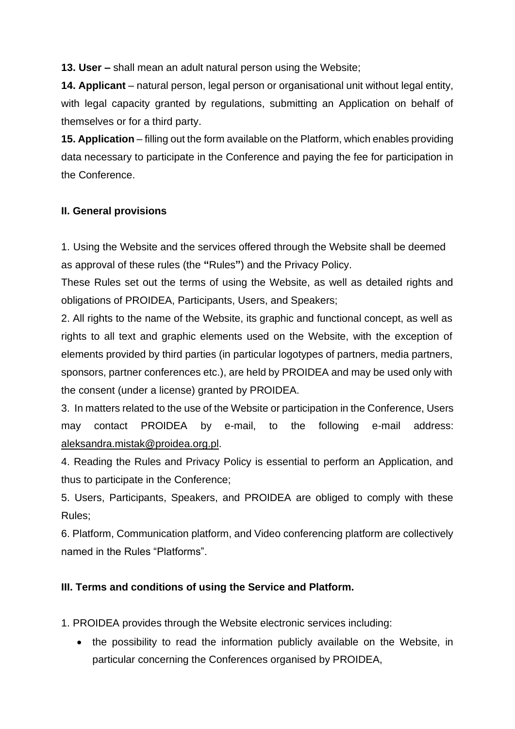**13. User –** shall mean an adult natural person using the Website;

**14. Applicant** – natural person, legal person or organisational unit without legal entity, with legal capacity granted by regulations, submitting an Application on behalf of themselves or for a third party.

**15. Application** – filling out the form available on the Platform, which enables providing data necessary to participate in the Conference and paying the fee for participation in the Conference.

## II. General provisions

1. Using the Website and the services offered through the Website shall be deemed as approval of these rules (the **"**Rules**"**) and the Privacy Policy.

These Rules set out the terms of using the Website, as well as detailed rights and obligations of PROIDEA, Participants, Users, and Speakers;

2. All rights to the name of the Website, its graphic and functional concept, as well as rights to all text and graphic elements used on the Website, with the exception of elements provided by third parties (in particular logotypes of partners, media partners, sponsors, partner conferences etc.), are held by PROIDEA and may be used only with the consent (under a license) granted by PROIDEA.

3. In matters related to the use of the Website or participation in the Conference, Users may contact PROIDEA by e-mail, to the following e-mail address: aleksandra.mistak@proidea.org.pl.

4. Reading the Rules and Privacy Policy is essential to perform an Application, and thus to participate in the Conference;

5. Users, Participants, Speakers, and PROIDEA are obliged to comply with these Rules;

6. Platform, Communication platform, and Video conferencing platform are collectively named in the Rules "Platforms".

## III. Terms and conditions of using the Service and Platform.

1. PROIDEA provides through the Website electronic services including:
   - the possibility to read the information publicly available on the Website, in particular concerning the Conferences organised by PROIDEA,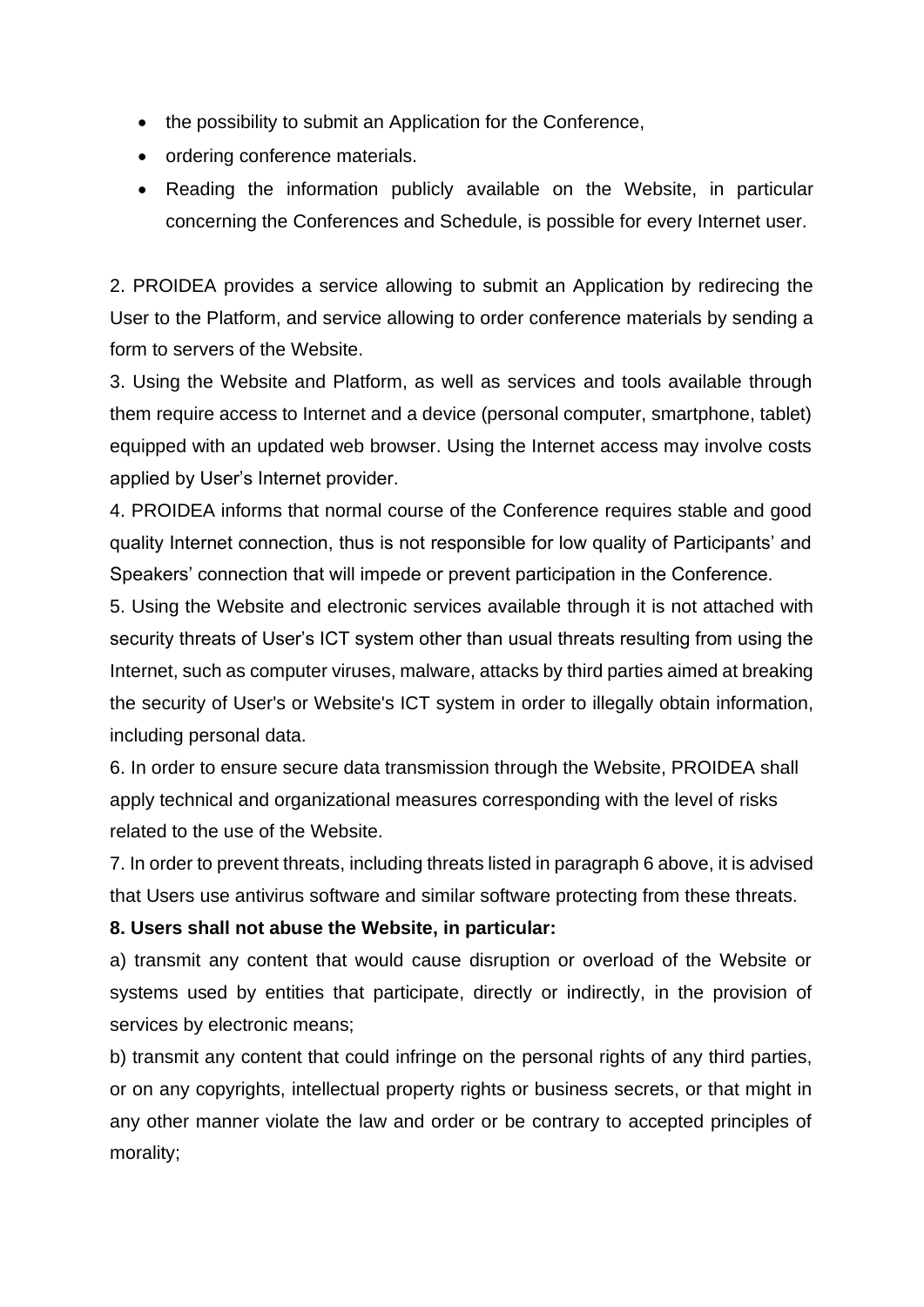- the possibility to submit an Application for the Conference,
- ordering conference materials.
- Reading the information publicly available on the Website, in particular concerning the Conferences and Schedule, is possible for every Internet user.

2. PROIDEA provides a service allowing to submit an Application by redirecing the User to the Platform, and service allowing to order conference materials by sending a form to servers of the Website.
3. Using the Website and Platform, as well as services and tools available through them require access to Internet and a device (personal computer, smartphone, tablet) equipped with an updated web browser. Using the Internet access may involve costs applied by User's Internet provider.
4. PROIDEA informs that normal course of the Conference requires stable and good quality Internet connection, thus is not responsible for low quality of Participants' and Speakers' connection that will impede or prevent participation in the Conference.
5. Using the Website and electronic services available through it is not attached with security threats of User's ICT system other than usual threats resulting from using the Internet, such as computer viruses, malware, attacks by third parties aimed at breaking the security of User's or Website's ICT system in order to illegally obtain information, including personal data.
6. In order to ensure secure data transmission through the Website, PROIDEA shall apply technical and organizational measures corresponding with the level of risks related to the use of the Website.
7. In order to prevent threats, including threats listed in paragraph 6 above, it is advised that Users use antivirus software and similar software protecting from these threats.

**8. Users shall not abuse the Website, in particular:**

a) transmit any content that would cause disruption or overload of the Website or systems used by entities that participate, directly or indirectly, in the provision of services by electronic means;

b) transmit any content that could infringe on the personal rights of any third parties, or on any copyrights, intellectual property rights or business secrets, or that might in any other manner violate the law and order or be contrary to accepted principles of morality;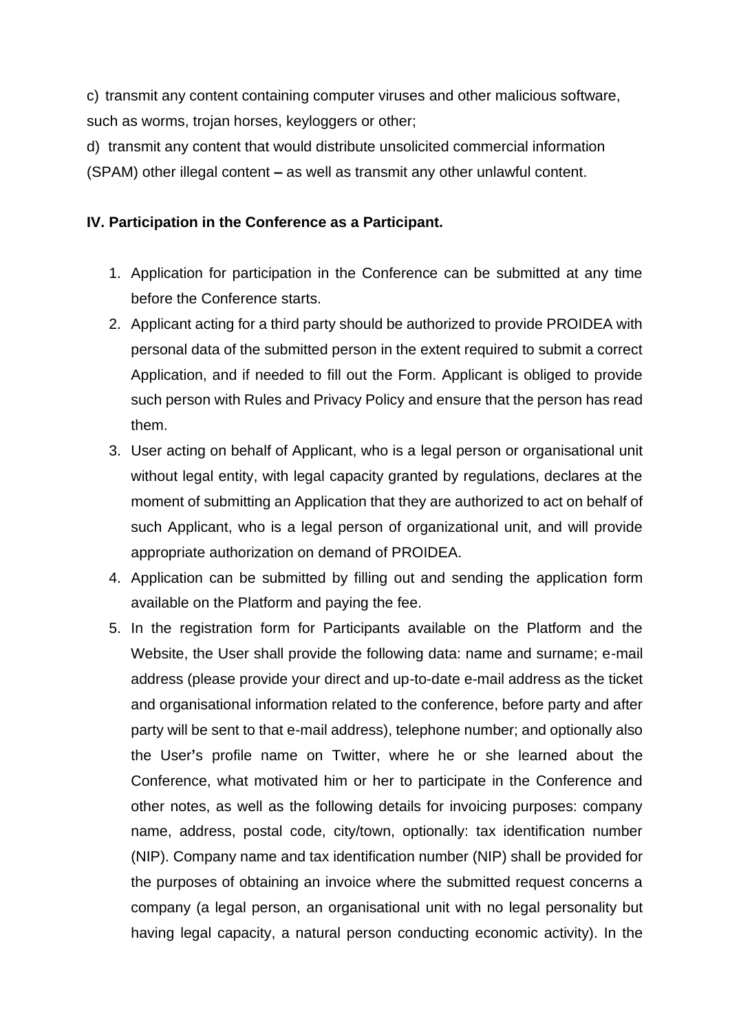c) transmit any content containing computer viruses and other malicious software, such as worms, trojan horses, keyloggers or other;

d) transmit any content that would distribute unsolicited commercial information (SPAM) other illegal content **–** as well as transmit any other unlawful content.

**IV. Participation in the Conference as a Participant.**

1. Application for participation in the Conference can be submitted at any time before the Conference starts.
2. Applicant acting for a third party should be authorized to provide PROIDEA with personal data of the submitted person in the extent required to submit a correct Application, and if needed to fill out the Form. Applicant is obliged to provide such person with Rules and Privacy Policy and ensure that the person has read them.
3. User acting on behalf of Applicant, who is a legal person or organisational unit without legal entity, with legal capacity granted by regulations, declares at the moment of submitting an Application that they are authorized to act on behalf of such Applicant, who is a legal person of organizational unit, and will provide appropriate authorization on demand of PROIDEA.
4. Application can be submitted by filling out and sending the application form available on the Platform and paying the fee.
5. In the registration form for Participants available on the Platform and the Website, the User shall provide the following data: name and surname; e-mail address (please provide your direct and up-to-date e-mail address as the ticket and organisational information related to the conference, before party and after party will be sent to that e-mail address), telephone number; and optionally also the User's profile name on Twitter, where he or she learned about the Conference, what motivated him or her to participate in the Conference and other notes, as well as the following details for invoicing purposes: company name, address, postal code, city/town, optionally: tax identification number (NIP). Company name and tax identification number (NIP) shall be provided for the purposes of obtaining an invoice where the submitted request concerns a company (a legal person, an organisational unit with no legal personality but having legal capacity, a natural person conducting economic activity). In the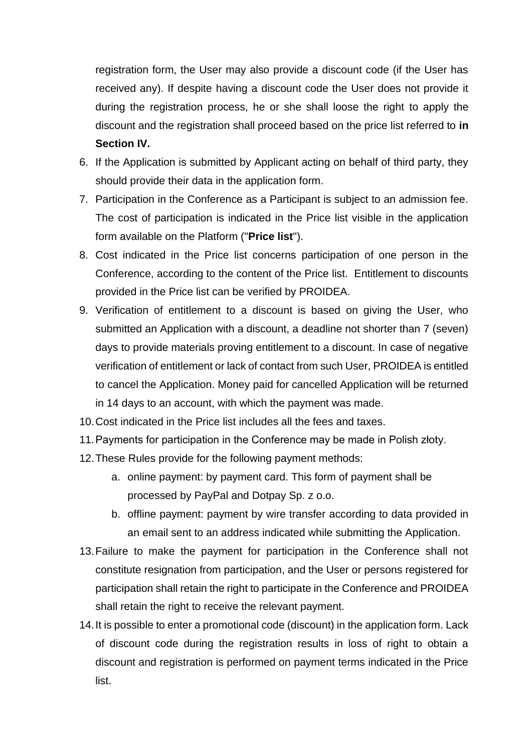registration form, the User may also provide a discount code (if the User has received any). If despite having a discount code the User does not provide it during the registration process, he or she shall loose the right to apply the discount and the registration shall proceed based on the price list referred to **in Section IV.**

6. If the Application is submitted by Applicant acting on behalf of third party, they should provide their data in the application form.
7. Participation in the Conference as a Participant is subject to an admission fee. The cost of participation is indicated in the Price list visible in the application form available on the Platform ("**Price list**").
8. Cost indicated in the Price list concerns participation of one person in the Conference, according to the content of the Price list. Entitlement to discounts provided in the Price list can be verified by PROIDEA.
9. Verification of entitlement to a discount is based on giving the User, who submitted an Application with a discount, a deadline not shorter than 7 (seven) days to provide materials proving entitlement to a discount. In case of negative verification of entitlement or lack of contact from such User, PROIDEA is entitled to cancel the Application. Money paid for cancelled Application will be returned in 14 days to an account, with which the payment was made.
10. Cost indicated in the Price list includes all the fees and taxes.
11. Payments for participation in the Conference may be made in Polish złoty.
12. These Rules provide for the following payment methods:
    a. online payment: by payment card. This form of payment shall be processed by PayPal and Dotpay Sp. z o.o.
    b. offline payment: payment by wire transfer according to data provided in an email sent to an address indicated while submitting the Application.
13. Failure to make the payment for participation in the Conference shall not constitute resignation from participation, and the User or persons registered for participation shall retain the right to participate in the Conference and PROIDEA shall retain the right to receive the relevant payment.
14. It is possible to enter a promotional code (discount) in the application form. Lack of discount code during the registration results in loss of right to obtain a discount and registration is performed on payment terms indicated in the Price list.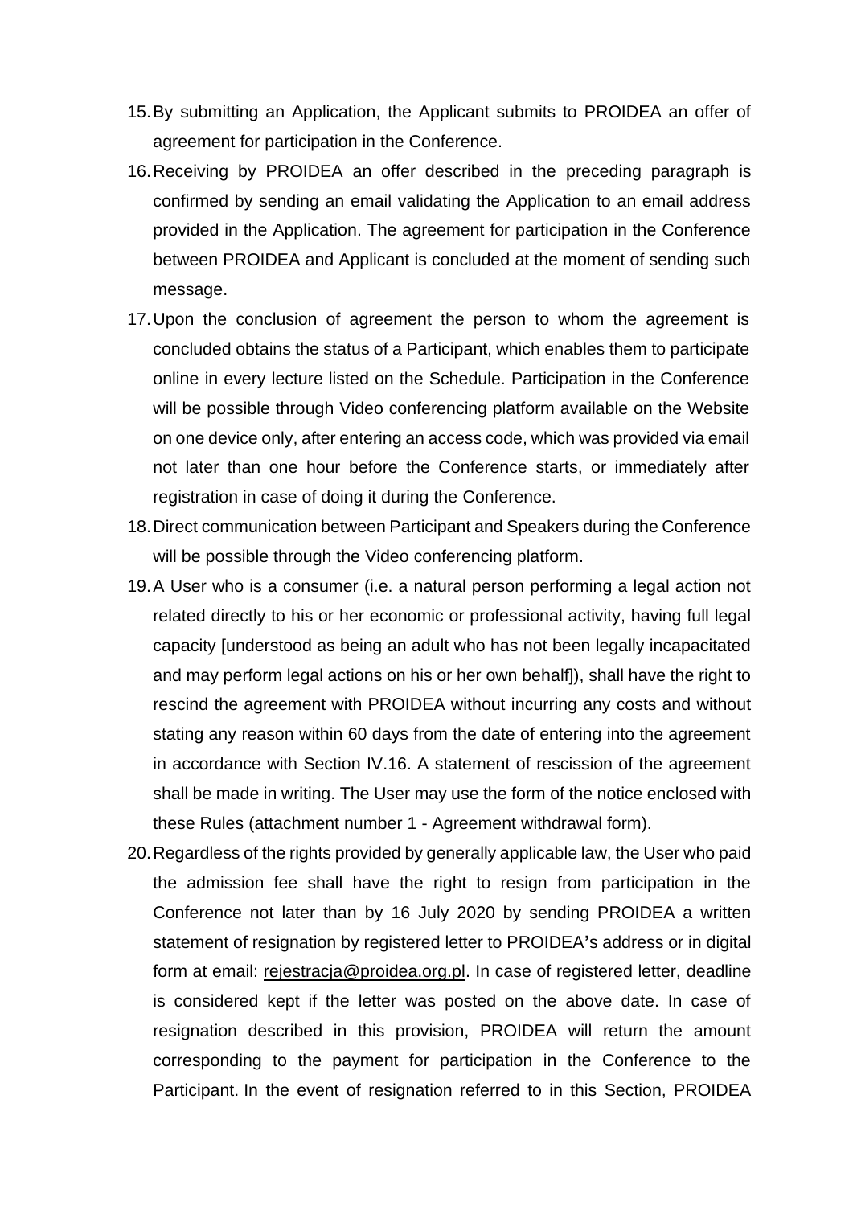15. By submitting an Application, the Applicant submits to PROIDEA an offer of agreement for participation in the Conference.
16. Receiving by PROIDEA an offer described in the preceding paragraph is confirmed by sending an email validating the Application to an email address provided in the Application. The agreement for participation in the Conference between PROIDEA and Applicant is concluded at the moment of sending such message.
17. Upon the conclusion of agreement the person to whom the agreement is concluded obtains the status of a Participant, which enables them to participate online in every lecture listed on the Schedule. Participation in the Conference will be possible through Video conferencing platform available on the Website on one device only, after entering an access code, which was provided via email not later than one hour before the Conference starts, or immediately after registration in case of doing it during the Conference.
18. Direct communication between Participant and Speakers during the Conference will be possible through the Video conferencing platform.
19. A User who is a consumer (i.e. a natural person performing a legal action not related directly to his or her economic or professional activity, having full legal capacity [understood as being an adult who has not been legally incapacitated and may perform legal actions on his or her own behalf]), shall have the right to rescind the agreement with PROIDEA without incurring any costs and without stating any reason within 60 days from the date of entering into the agreement in accordance with Section IV.16. A statement of rescission of the agreement shall be made in writing. The User may use the form of the notice enclosed with these Rules (attachment number 1 - Agreement withdrawal form).
20. Regardless of the rights provided by generally applicable law, the User who paid the admission fee shall have the right to resign from participation in the Conference not later than by 16 July 2020 by sending PROIDEA a written statement of resignation by registered letter to PROIDEA's address or in digital form at email: rejestracja@proidea.org.pl. In case of registered letter, deadline is considered kept if the letter was posted on the above date. In case of resignation described in this provision, PROIDEA will return the amount corresponding to the payment for participation in the Conference to the Participant. In the event of resignation referred to in this Section, PROIDEA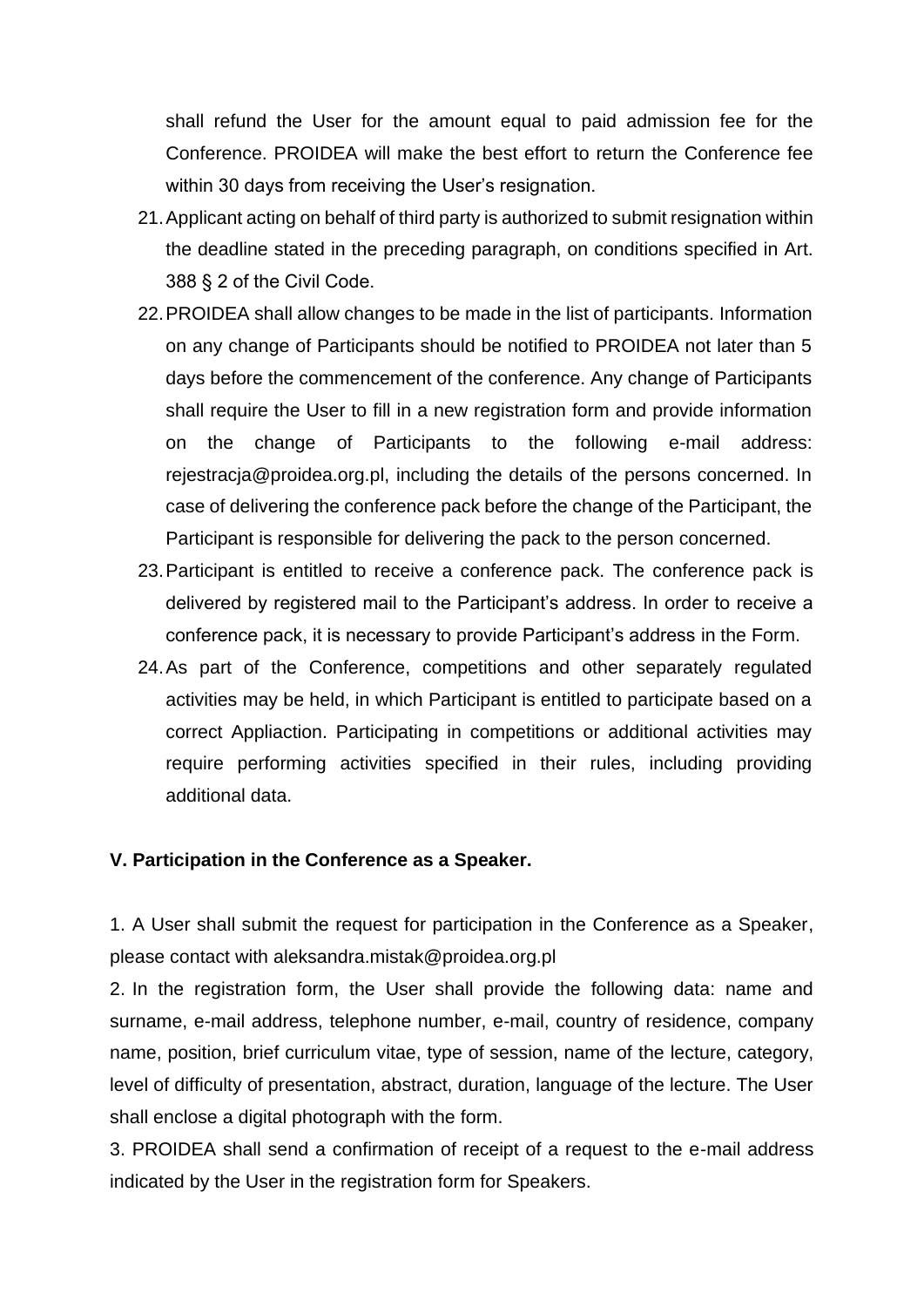shall refund the User for the amount equal to paid admission fee for the Conference. PROIDEA will make the best effort to return the Conference fee within 30 days from receiving the User's resignation.

21. Applicant acting on behalf of third party is authorized to submit resignation within the deadline stated in the preceding paragraph, on conditions specified in Art. 388 § 2 of the Civil Code.
22. PROIDEA shall allow changes to be made in the list of participants. Information on any change of Participants should be notified to PROIDEA not later than 5 days before the commencement of the conference. Any change of Participants shall require the User to fill in a new registration form and provide information on the change of Participants to the following e-mail address: rejestracja@proidea.org.pl, including the details of the persons concerned. In case of delivering the conference pack before the change of the Participant, the Participant is responsible for delivering the pack to the person concerned.
23. Participant is entitled to receive a conference pack. The conference pack is delivered by registered mail to the Participant's address. In order to receive a conference pack, it is necessary to provide Participant's address in the Form.
24. As part of the Conference, competitions and other separately regulated activities may be held, in which Participant is entitled to participate based on a correct Appliaction. Participating in competitions or additional activities may require performing activities specified in their rules, including providing additional data.

**V. Participation in the Conference as a Speaker.**

1. A User shall submit the request for participation in the Conference as a Speaker, please contact with aleksandra.mistak@proidea.org.pl

2. In the registration form, the User shall provide the following data: name and surname, e-mail address, telephone number, e-mail, country of residence, company name, position, brief curriculum vitae, type of session, name of the lecture, category, level of difficulty of presentation, abstract, duration, language of the lecture. The User shall enclose a digital photograph with the form.

3. PROIDEA shall send a confirmation of receipt of a request to the e-mail address indicated by the User in the registration form for Speakers.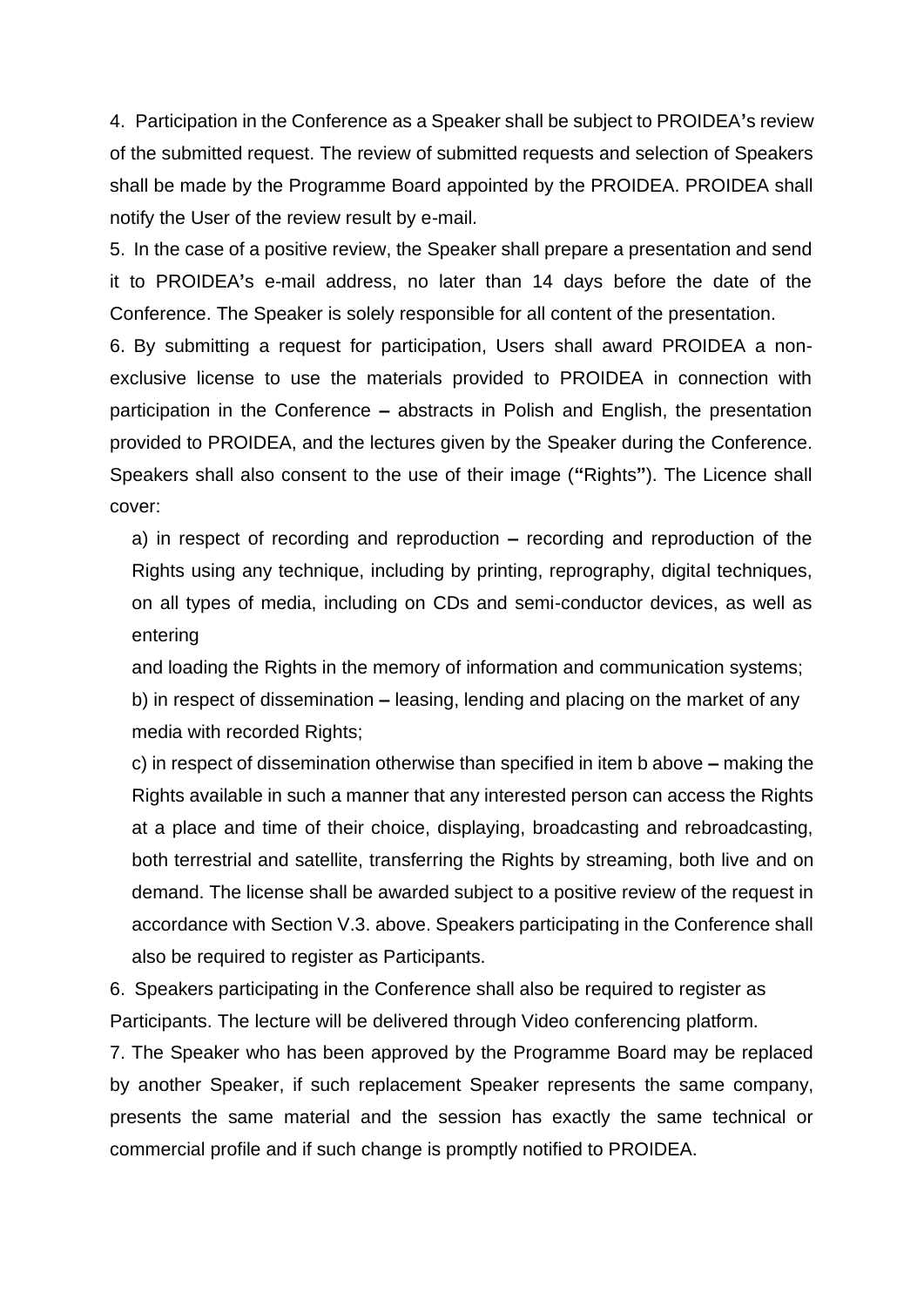4. Participation in the Conference as a Speaker shall be subject to PROIDEA's review of the submitted request. The review of submitted requests and selection of Speakers shall be made by the Programme Board appointed by the PROIDEA. PROIDEA shall notify the User of the review result by e-mail.

5. In the case of a positive review, the Speaker shall prepare a presentation and send it to PROIDEA's e-mail address, no later than 14 days before the date of the Conference. The Speaker is solely responsible for all content of the presentation.

6. By submitting a request for participation, Users shall award PROIDEA a non-exclusive license to use the materials provided to PROIDEA in connection with participation in the Conference – abstracts in Polish and English, the presentation provided to PROIDEA, and the lectures given by the Speaker during the Conference. Speakers shall also consent to the use of their image (**"**Rights**"**). The Licence shall cover:

a) in respect of recording and reproduction – recording and reproduction of the Rights using any technique, including by printing, reprography, digital techniques, on all types of media, including on CDs and semi-conductor devices, as well as entering
and loading the Rights in the memory of information and communication systems;

b) in respect of dissemination – leasing, lending and placing on the market of any media with recorded Rights;

c) in respect of dissemination otherwise than specified in item b above – making the Rights available in such a manner that any interested person can access the Rights at a place and time of their choice, displaying, broadcasting and rebroadcasting, both terrestrial and satellite, transferring the Rights by streaming, both live and on demand. The license shall be awarded subject to a positive review of the request in accordance with Section V.3. above. Speakers participating in the Conference shall also be required to register as Participants.

6. Speakers participating in the Conference shall also be required to register as Participants. The lecture will be delivered through Video conferencing platform.

7. The Speaker who has been approved by the Programme Board may be replaced by another Speaker, if such replacement Speaker represents the same company, presents the same material and the session has exactly the same technical or commercial profile and if such change is promptly notified to PROIDEA.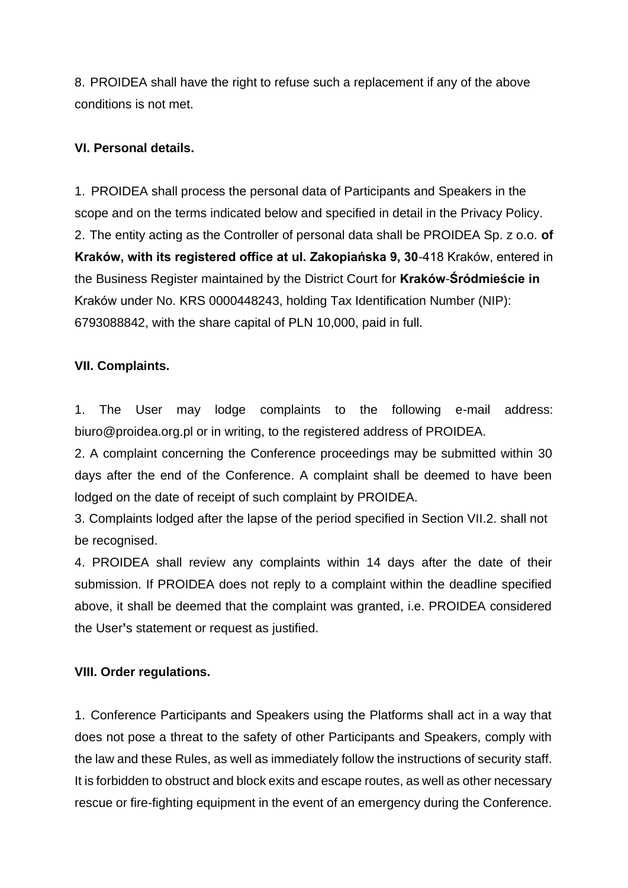8. PROIDEA shall have the right to refuse such a replacement if any of the above conditions is not met.

**VI. Personal details.**

1. PROIDEA shall process the personal data of Participants and Speakers in the scope and on the terms indicated below and specified in detail in the Privacy Policy.
2. The entity acting as the Controller of personal data shall be PROIDEA Sp. z o.o. **of Kraków, with its registered office at ul. Zakopiańska 9, 30**-418 Kraków, entered in the Business Register maintained by the District Court for **Kraków**-**Śródmieście in** Kraków under No. KRS 0000448243, holding Tax Identification Number (NIP): 6793088842, with the share capital of PLN 10,000, paid in full.

**VII. Complaints.**

1. The User may lodge complaints to the following e-mail address: biuro@proidea.org.pl or in writing, to the registered address of PROIDEA.
2. A complaint concerning the Conference proceedings may be submitted within 30 days after the end of the Conference. A complaint shall be deemed to have been lodged on the date of receipt of such complaint by PROIDEA.
3. Complaints lodged after the lapse of the period specified in Section VII.2. shall not be recognised.
4. PROIDEA shall review any complaints within 14 days after the date of their submission. If PROIDEA does not reply to a complaint within the deadline specified above, it shall be deemed that the complaint was granted, i.e. PROIDEA considered the User's statement or request as justified.

**VIII. Order regulations.**

1. Conference Participants and Speakers using the Platforms shall act in a way that does not pose a threat to the safety of other Participants and Speakers, comply with the law and these Rules, as well as immediately follow the instructions of security staff. It is forbidden to obstruct and block exits and escape routes, as well as other necessary rescue or fire-fighting equipment in the event of an emergency during the Conference.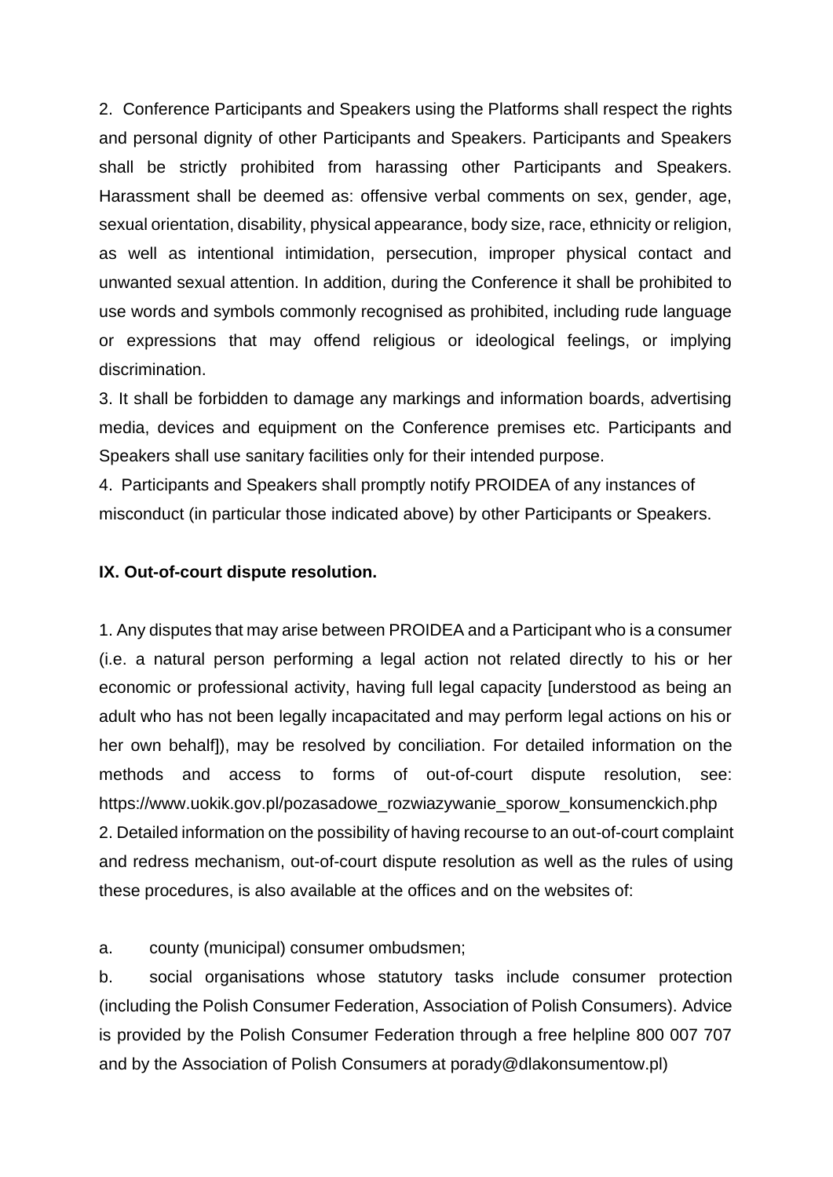2. Conference Participants and Speakers using the Platforms shall respect the rights and personal dignity of other Participants and Speakers. Participants and Speakers shall be strictly prohibited from harassing other Participants and Speakers. Harassment shall be deemed as: offensive verbal comments on sex, gender, age, sexual orientation, disability, physical appearance, body size, race, ethnicity or religion, as well as intentional intimidation, persecution, improper physical contact and unwanted sexual attention. In addition, during the Conference it shall be prohibited to use words and symbols commonly recognised as prohibited, including rude language or expressions that may offend religious or ideological feelings, or implying discrimination.

3. It shall be forbidden to damage any markings and information boards, advertising media, devices and equipment on the Conference premises etc. Participants and Speakers shall use sanitary facilities only for their intended purpose.

4. Participants and Speakers shall promptly notify PROIDEA of any instances of misconduct (in particular those indicated above) by other Participants or Speakers.

**IX. Out-of-court dispute resolution.**

1. Any disputes that may arise between PROIDEA and a Participant who is a consumer (i.e. a natural person performing a legal action not related directly to his or her economic or professional activity, having full legal capacity [understood as being an adult who has not been legally incapacitated and may perform legal actions on his or her own behalf]), may be resolved by conciliation. For detailed information on the methods and access to forms of out-of-court dispute resolution, see: https://www.uokik.gov.pl/pozasadowe_rozwiazywanie_sporow_konsumenckich.php

2. Detailed information on the possibility of having recourse to an out-of-court complaint and redress mechanism, out-of-court dispute resolution as well as the rules of using these procedures, is also available at the offices and on the websites of:

a. county (municipal) consumer ombudsmen;

b. social organisations whose statutory tasks include consumer protection (including the Polish Consumer Federation, Association of Polish Consumers). Advice is provided by the Polish Consumer Federation through a free helpline 800 007 707 and by the Association of Polish Consumers at porady@dlakonsumentow.pl)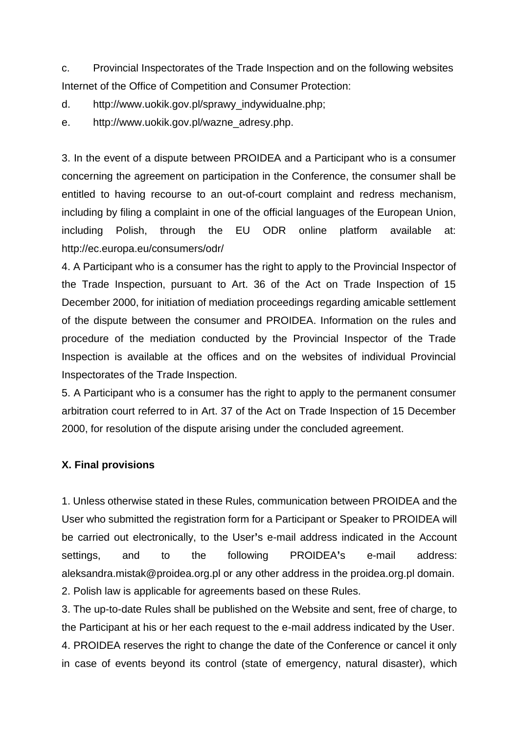c. Provincial Inspectorates of the Trade Inspection and on the following websites Internet of the Office of Competition and Consumer Protection:

d. http://www.uokik.gov.pl/sprawy_indywidualne.php;

e. http://www.uokik.gov.pl/wazne_adresy.php.

3. In the event of a dispute between PROIDEA and a Participant who is a consumer concerning the agreement on participation in the Conference, the consumer shall be entitled to having recourse to an out-of-court complaint and redress mechanism, including by filing a complaint in one of the official languages of the European Union, including Polish, through the EU ODR online platform available at: http://ec.europa.eu/consumers/odr/

4. A Participant who is a consumer has the right to apply to the Provincial Inspector of the Trade Inspection, pursuant to Art. 36 of the Act on Trade Inspection of 15 December 2000, for initiation of mediation proceedings regarding amicable settlement of the dispute between the consumer and PROIDEA. Information on the rules and procedure of the mediation conducted by the Provincial Inspector of the Trade Inspection is available at the offices and on the websites of individual Provincial Inspectorates of the Trade Inspection.

5. A Participant who is a consumer has the right to apply to the permanent consumer arbitration court referred to in Art. 37 of the Act on Trade Inspection of 15 December 2000, for resolution of the dispute arising under the concluded agreement.

## X. Final provisions

1. Unless otherwise stated in these Rules, communication between PROIDEA and the User who submitted the registration form for a Participant or Speaker to PROIDEA will be carried out electronically, to the User's e-mail address indicated in the Account settings, and to the following PROIDEA's e-mail address: aleksandra.mistak@proidea.org.pl or any other address in the proidea.org.pl domain.

2. Polish law is applicable for agreements based on these Rules.

3. The up-to-date Rules shall be published on the Website and sent, free of charge, to the Participant at his or her each request to the e-mail address indicated by the User.

4. PROIDEA reserves the right to change the date of the Conference or cancel it only in case of events beyond its control (state of emergency, natural disaster), which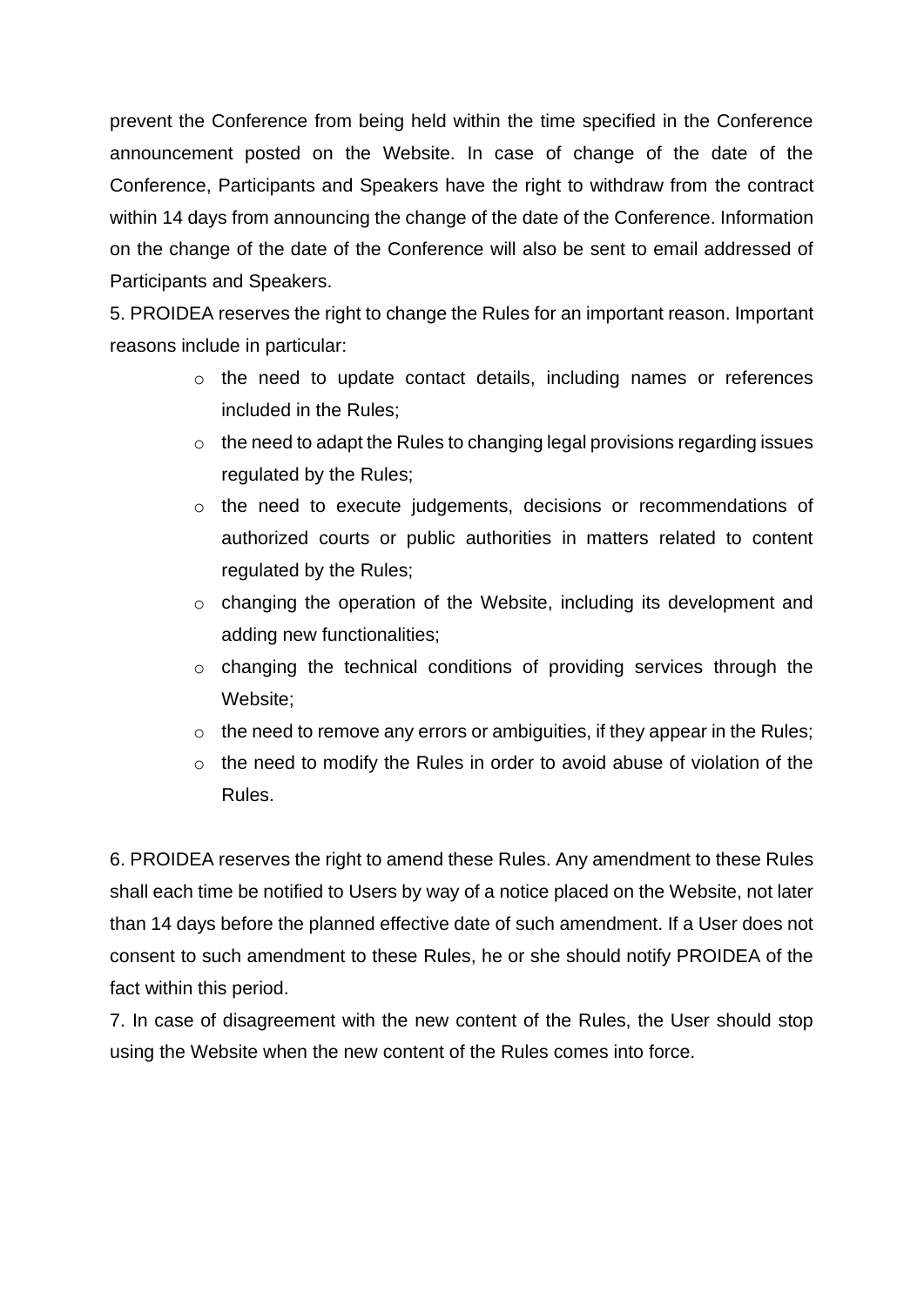prevent the Conference from being held within the time specified in the Conference announcement posted on the Website. In case of change of the date of the Conference, Participants and Speakers have the right to withdraw from the contract within 14 days from announcing the change of the date of the Conference. Information on the change of the date of the Conference will also be sent to email addressed of Participants and Speakers.

5. PROIDEA reserves the right to change the Rules for an important reason. Important reasons include in particular:

- the need to update contact details, including names or references included in the Rules;
- the need to adapt the Rules to changing legal provisions regarding issues regulated by the Rules;
- the need to execute judgements, decisions or recommendations of authorized courts or public authorities in matters related to content regulated by the Rules;
- changing the operation of the Website, including its development and adding new functionalities;
- changing the technical conditions of providing services through the Website;
- the need to remove any errors or ambiguities, if they appear in the Rules;
- the need to modify the Rules in order to avoid abuse of violation of the Rules.

6. PROIDEA reserves the right to amend these Rules. Any amendment to these Rules shall each time be notified to Users by way of a notice placed on the Website, not later than 14 days before the planned effective date of such amendment. If a User does not consent to such amendment to these Rules, he or she should notify PROIDEA of the fact within this period.

7. In case of disagreement with the new content of the Rules, the User should stop using the Website when the new content of the Rules comes into force.